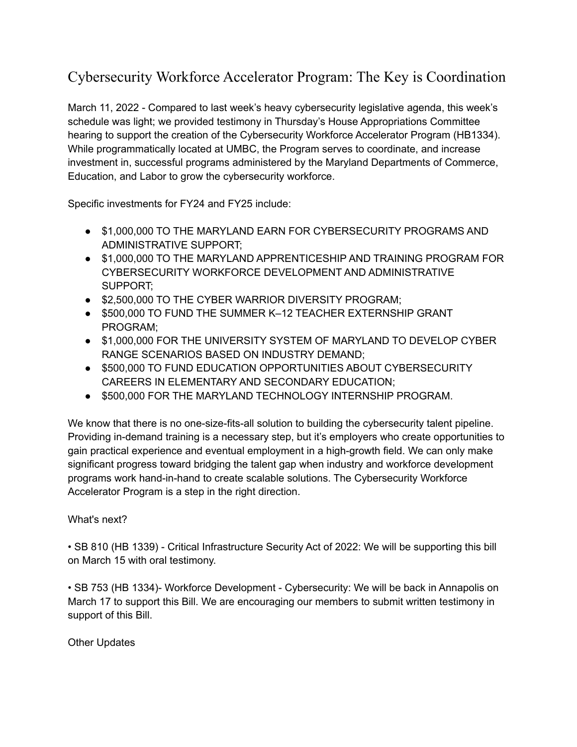# Cybersecurity Workforce Accelerator Program: The Key is Coordination

March 11, 2022 - Compared to last week's heavy cybersecurity legislative agenda, this week's schedule was light; we provided testimony in Thursday's House Appropriations Committee hearing to support the creation of the Cybersecurity Workforce Accelerator Program (HB1334). While programmatically located at UMBC, the Program serves to coordinate, and increase investment in, successful programs administered by the Maryland Departments of Commerce, Education, and Labor to grow the cybersecurity workforce.

Specific investments for FY24 and FY25 include:

- $1,000,000 TO THE MARYLAND EARN FOR CYBERSECURITY PROGRAMS AND ADMINISTRATIVE SUPPORT;
- $1,000,000 TO THE MARYLAND APPRENTICESHIP AND TRAINING PROGRAM FOR CYBERSECURITY WORKFORCE DEVELOPMENT AND ADMINISTRATIVE SUPPORT;
- $2,500,000 TO THE CYBER WARRIOR DIVERSITY PROGRAM;
- $500,000 TO FUND THE SUMMER K–12 TEACHER EXTERNSHIP GRANT PROGRAM;
- $1,000,000 FOR THE UNIVERSITY SYSTEM OF MARYLAND TO DEVELOP CYBER RANGE SCENARIOS BASED ON INDUSTRY DEMAND;
- $500,000 TO FUND EDUCATION OPPORTUNITIES ABOUT CYBERSECURITY CAREERS IN ELEMENTARY AND SECONDARY EDUCATION;
- $500,000 FOR THE MARYLAND TECHNOLOGY INTERNSHIP PROGRAM.

We know that there is no one-size-fits-all solution to building the cybersecurity talent pipeline. Providing in-demand training is a necessary step, but it's employers who create opportunities to gain practical experience and eventual employment in a high-growth field. We can only make significant progress toward bridging the talent gap when industry and workforce development programs work hand-in-hand to create scalable solutions. The Cybersecurity Workforce Accelerator Program is a step in the right direction.

What's next?

• SB 810 (HB 1339) - Critical Infrastructure Security Act of 2022: We will be supporting this bill on March 15 with oral testimony.

• SB 753 (HB 1334)- Workforce Development - Cybersecurity: We will be back in Annapolis on March 17 to support this Bill. We are encouraging our members to submit written testimony in support of this Bill.

Other Updates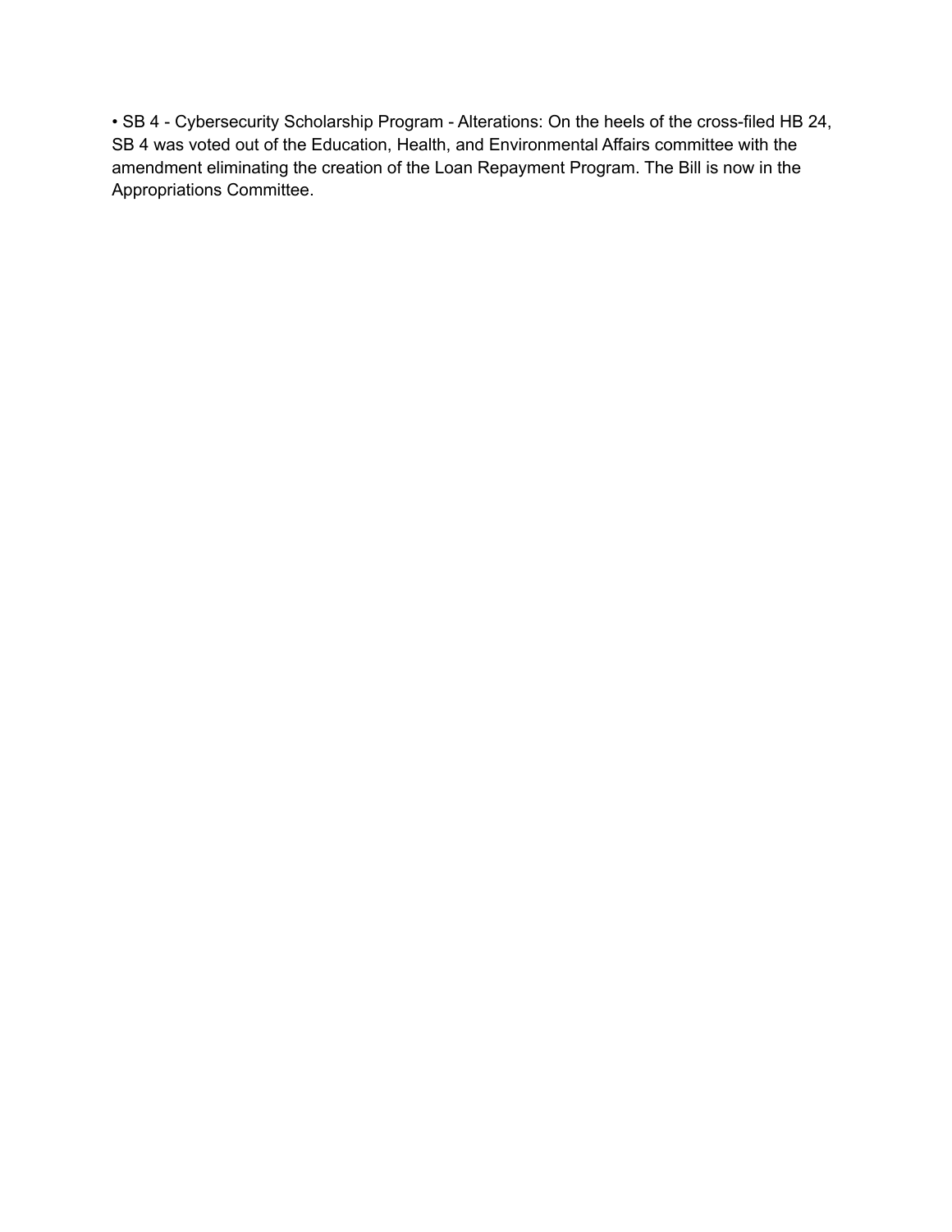- SB 4 - Cybersecurity Scholarship Program - Alterations: On the heels of the cross-filed HB 24, SB 4 was voted out of the Education, Health, and Environmental Affairs committee with the amendment eliminating the creation of the Loan Repayment Program. The Bill is now in the Appropriations Committee.